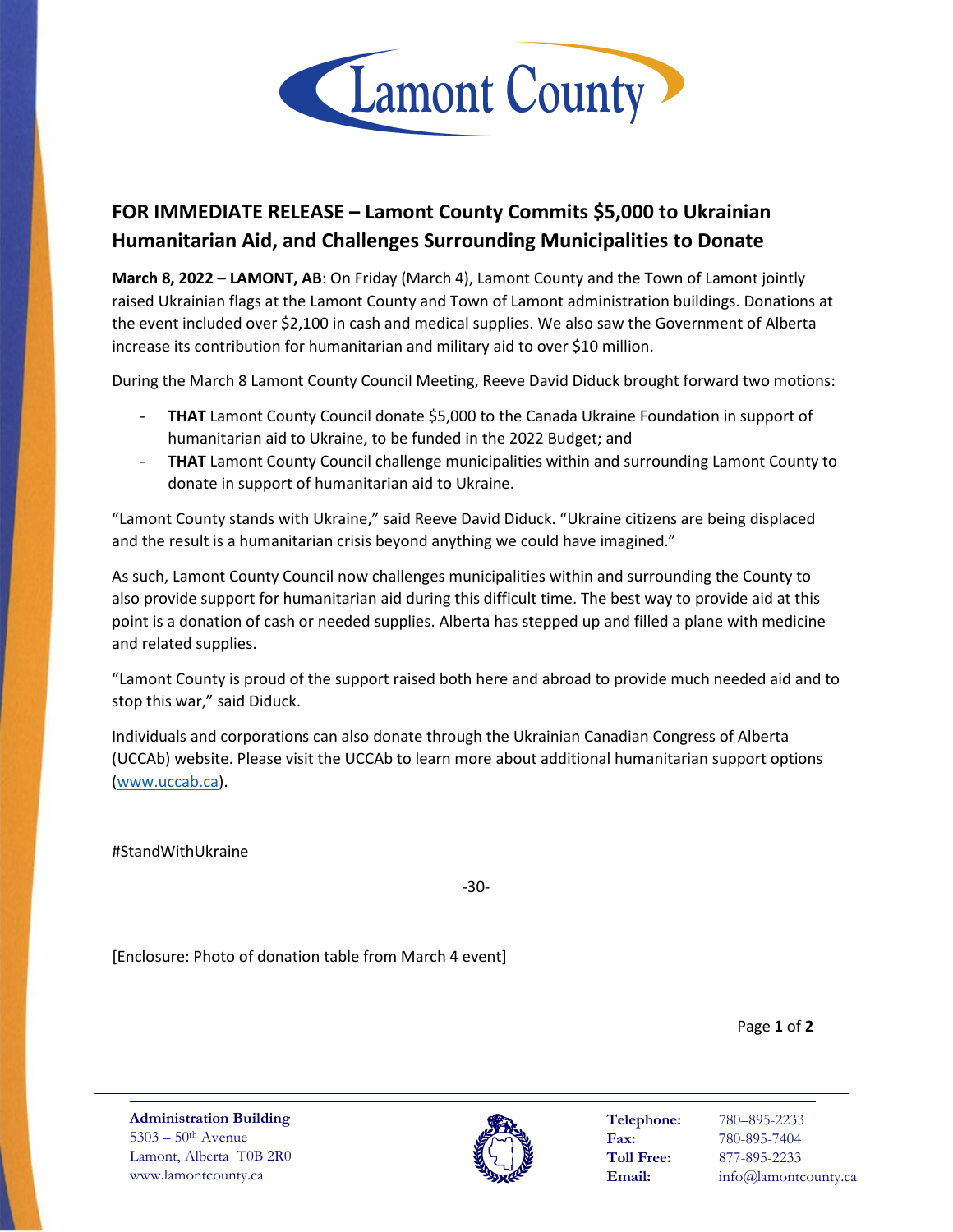# FOR IMMEDIATE RELEASE – Lamont County Commits $5,000 to Ukrainian Humanitarian Aid, and Challenges Surrounding Municipalities to Donate

**March 8, 2022 – LAMONT, AB**: On Friday (March 4), Lamont County and the Town of Lamont jointly raised Ukrainian flags at the Lamont County and Town of Lamont administration buildings. Donations at the event included over $2,100 in cash and medical supplies. We also saw the Government of Alberta increase its contribution for humanitarian and military aid to over $10 million.

During the March 8 Lamont County Council Meeting, Reeve David Diduck brought forward two motions:

- **THAT** Lamont County Council donate $5,000 to the Canada Ukraine Foundation in support of humanitarian aid to Ukraine, to be funded in the 2022 Budget; and
- **THAT** Lamont County Council challenge municipalities within and surrounding Lamont County to donate in support of humanitarian aid to Ukraine.

"Lamont County stands with Ukraine," said Reeve David Diduck. "Ukraine citizens are being displaced and the result is a humanitarian crisis beyond anything we could have imagined."

As such, Lamont County Council now challenges municipalities within and surrounding the County to also provide support for humanitarian aid during this difficult time. The best way to provide aid at this point is a donation of cash or needed supplies. Alberta has stepped up and filled a plane with medicine and related supplies.

"Lamont County is proud of the support raised both here and abroad to provide much needed aid and to stop this war," said Diduck.

Individuals and corporations can also donate through the Ukrainian Canadian Congress of Alberta (UCCAb) website. Please visit the UCCAb to learn more about additional humanitarian support options (www.uccab.ca).

#StandWithUkraine

-30-

[Enclosure: Photo of donation table from March 4 event]

**Administration Building**
5303 – 50th Avenue
Lamont, Alberta T0B 2R0
www.lamontcounty.ca

**Telephone:** 780–895-2233
**Fax:** 780-895-7404
**Toll Free:** 877-895-2233
**Email:** info@lamontcounty.ca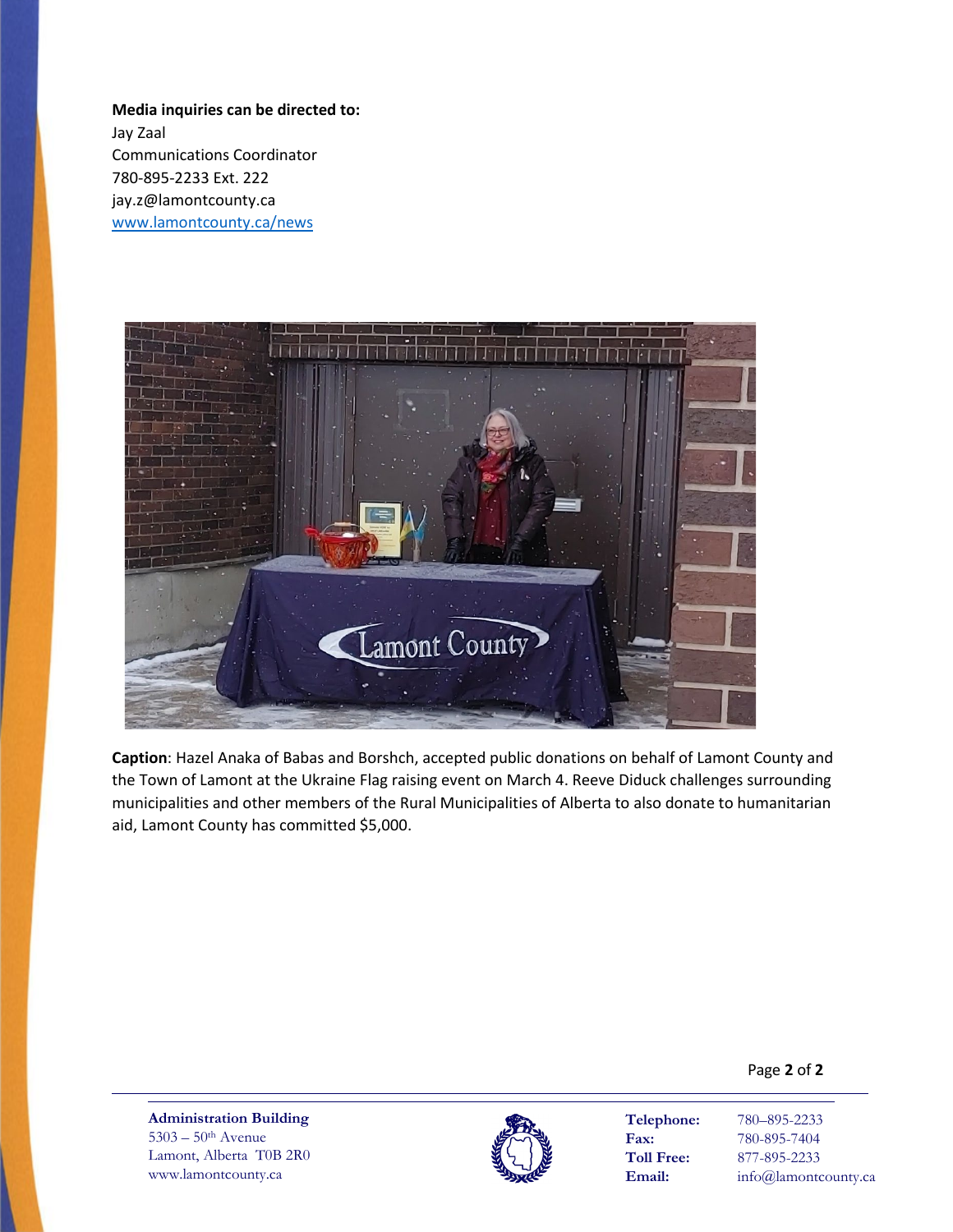**Media inquiries can be directed to:**
Jay Zaal
Communications Coordinator
780-895-2233 Ext. 222
jay.z@lamontcounty.ca
[www.lamontcounty.ca/news](www.lamontcounty.ca/news)

**Caption**: Hazel Anaka of Babas and Borshch, accepted public donations on behalf of Lamont County and the Town of Lamont at the Ukraine Flag raising event on March 4. Reeve Diduck challenges surrounding municipalities and other members of the Rural Municipalities of Alberta to also donate to humanitarian aid, Lamont County has committed $5,000.

**Administration Building**
5303 – 50th Avenue
Lamont, Alberta T0B 2R0
www.lamontcounty.ca

**Telephone:** 780–895-2233
**Fax:** 780-895-7404
**Toll Free:** 877-895-2233
**Email:** info@lamontcounty.ca